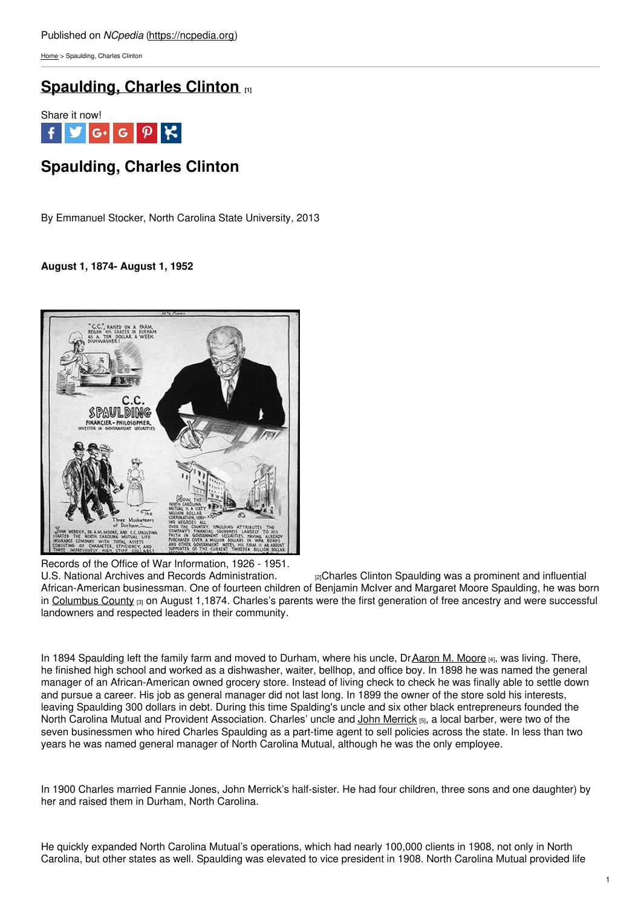Published on *NCpedia* (https://ncpedia.org)

Home > Spaulding, Charles Clinton

# Spaulding, Charles Clinton [1]

Share it now!

## Spaulding, Charles Clinton

By Emmanuel Stocker, North Carolina State University, 2013

**August 1, 1874- August 1, 1952**

Records of the Office of War Information, 1926 - 1951.
U.S. National Archives and Records Administration. [2]

Charles Clinton Spaulding was a prominent and influential African-American businessman. One of fourteen children of Benjamin McIver and Margaret Moore Spaulding, he was born in Columbus County [3] on August 1,1874. Charles's parents were the first generation of free ancestry and were successful landowners and respected leaders in their community.

In 1894 Spaulding left the family farm and moved to Durham, where his uncle, Dr Aaron M. Moore [4], was living. There, he finished high school and worked as a dishwasher, waiter, bellhop, and office boy. In 1898 he was named the general manager of an African-American owned grocery store. Instead of living check to check he was finally able to settle down and pursue a career. His job as general manager did not last long. In 1899 the owner of the store sold his interests, leaving Spaulding 300 dollars in debt. During this time Spalding's uncle and six other black entrepreneurs founded the North Carolina Mutual and Provident Association. Charles' uncle and John Merrick [5], a local barber, were two of the seven businessmen who hired Charles Spaulding as a part-time agent to sell policies across the state. In less than two years he was named general manager of North Carolina Mutual, although he was the only employee.

In 1900 Charles married Fannie Jones, John Merrick's half-sister. He had four children, three sons and one daughter) by her and raised them in Durham, North Carolina.

He quickly expanded North Carolina Mutual's operations, which had nearly 100,000 clients in 1908, not only in North Carolina, but other states as well. Spaulding was elevated to vice president in 1908. North Carolina Mutual provided life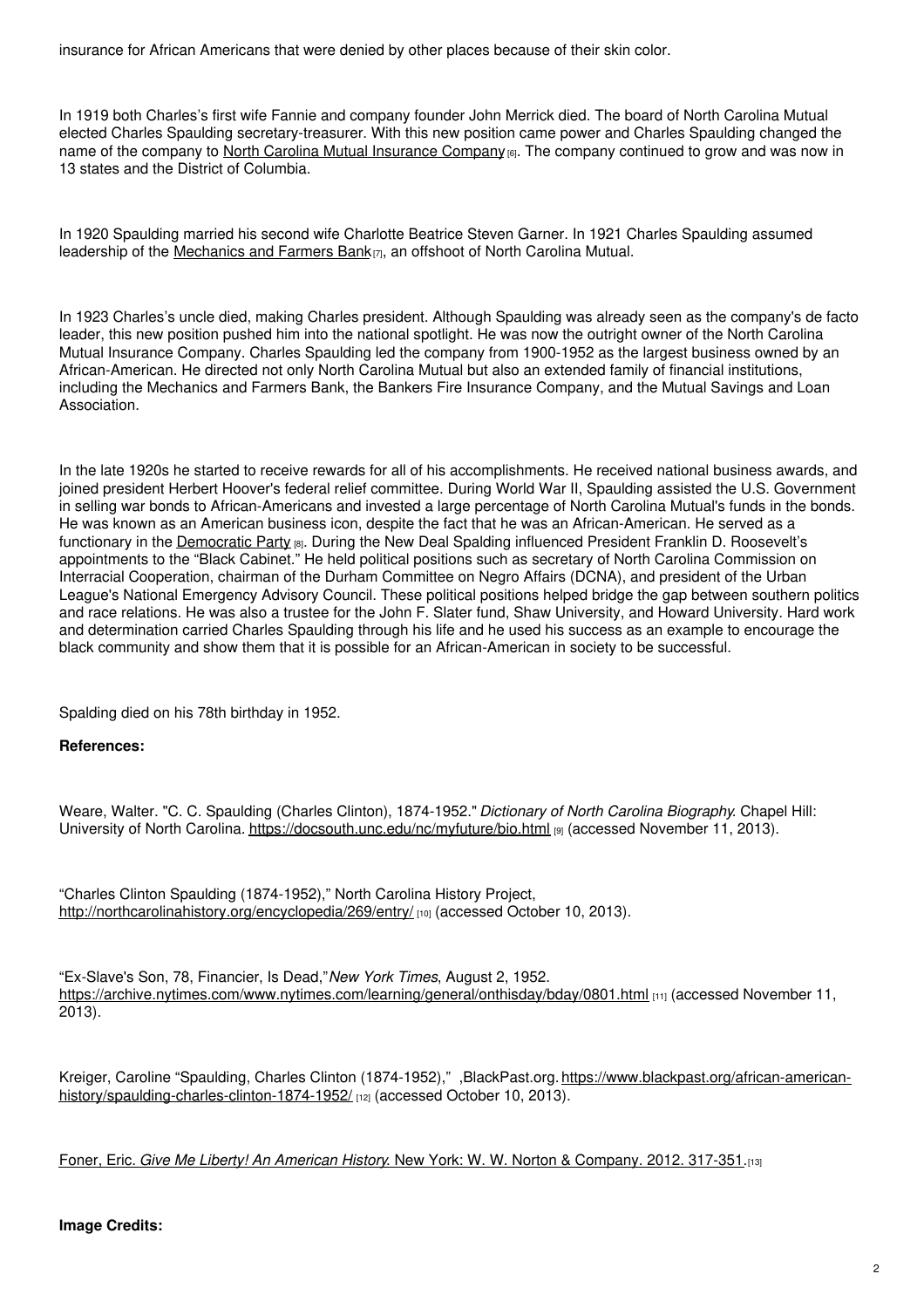insurance for African Americans that were denied by other places because of their skin color.

In 1919 both Charles's first wife Fannie and company founder John Merrick died. The board of North Carolina Mutual elected Charles Spaulding secretary-treasurer. With this new position came power and Charles Spaulding changed the name of the company to North Carolina Mutual Insurance Company [6]. The company continued to grow and was now in 13 states and the District of Columbia.

In 1920 Spaulding married his second wife Charlotte Beatrice Steven Garner. In 1921 Charles Spaulding assumed leadership of the Mechanics and Farmers Bank [7], an offshoot of North Carolina Mutual.

In 1923 Charles's uncle died, making Charles president. Although Spaulding was already seen as the company's de facto leader, this new position pushed him into the national spotlight. He was now the outright owner of the North Carolina Mutual Insurance Company. Charles Spaulding led the company from 1900-1952 as the largest business owned by an African-American. He directed not only North Carolina Mutual but also an extended family of financial institutions, including the Mechanics and Farmers Bank, the Bankers Fire Insurance Company, and the Mutual Savings and Loan Association.

In the late 1920s he started to receive rewards for all of his accomplishments. He received national business awards, and joined president Herbert Hoover's federal relief committee. During World War II, Spaulding assisted the U.S. Government in selling war bonds to African-Americans and invested a large percentage of North Carolina Mutual's funds in the bonds. He was known as an American business icon, despite the fact that he was an African-American. He served as a functionary in the Democratic Party [8]. During the New Deal Spalding influenced President Franklin D. Roosevelt's appointments to the "Black Cabinet." He held political positions such as secretary of North Carolina Commission on Interracial Cooperation, chairman of the Durham Committee on Negro Affairs (DCNA), and president of the Urban League's National Emergency Advisory Council. These political positions helped bridge the gap between southern politics and race relations. He was also a trustee for the John F. Slater fund, Shaw University, and Howard University. Hard work and determination carried Charles Spaulding through his life and he used his success as an example to encourage the black community and show them that it is possible for an African-American in society to be successful.

Spalding died on his 78th birthday in 1952.

**References:**

Weare, Walter. "C. C. Spaulding (Charles Clinton), 1874-1952." *Dictionary of North Carolina Biography.* Chapel Hill: University of North Carolina. https://docsouth.unc.edu/nc/myfuture/bio.html [9] (accessed November 11, 2013).

"Charles Clinton Spaulding (1874-1952)," North Carolina History Project, http://northcarolinahistory.org/encyclopedia/269/entry/ [10] (accessed October 10, 2013).

"Ex-Slave's Son, 78, Financier, Is Dead,"*New York Times*, August 2, 1952. https://archive.nytimes.com/www.nytimes.com/learning/general/onthisday/bday/0801.html [11] (accessed November 11, 2013).

Kreiger, Caroline "Spaulding, Charles Clinton (1874-1952)," ,BlackPast.org. https://www.blackpast.org/african-american-history/spaulding-charles-clinton-1874-1952/ [12] (accessed October 10, 2013).

Foner, Eric. *Give Me Liberty! An American History*. New York: W. W. Norton & Company. 2012. 317-351.[13]

**Image Credits:**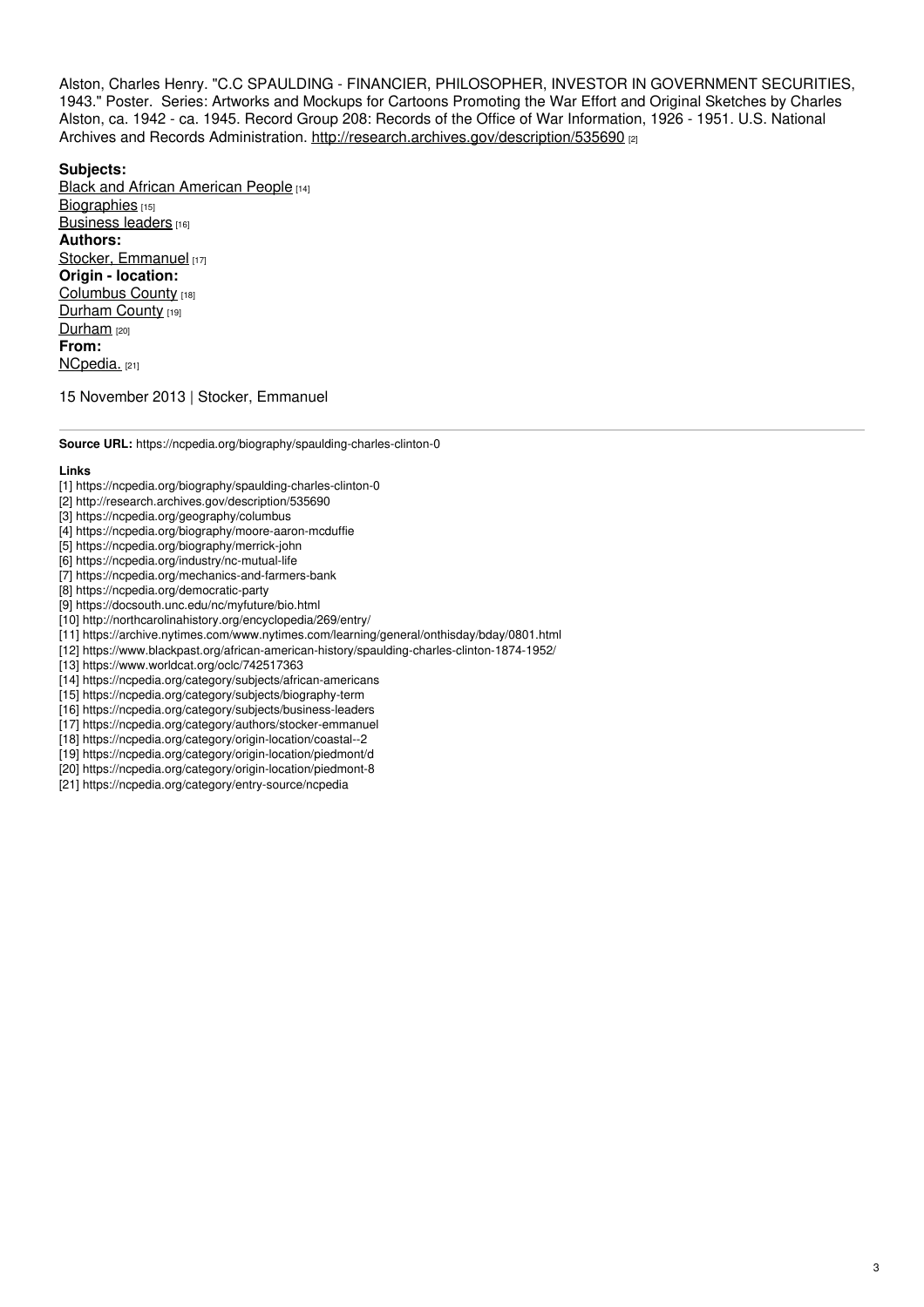Alston, Charles Henry. "C.C SPAULDING - FINANCIER, PHILOSOPHER, INVESTOR IN GOVERNMENT SECURITIES, 1943." Poster. Series: Artworks and Mockups for Cartoons Promoting the War Effort and Original Sketches by Charles Alston, ca. 1942 - ca. 1945. Record Group 208: Records of the Office of War Information, 1926 - 1951. U.S. National Archives and Records Administration. http://research.archives.gov/description/535690 [2]

**Subjects:**
Black and African American People [14]
Biographies [15]
Business leaders [16]
**Authors:**
Stocker, Emmanuel [17]
**Origin - location:**
Columbus County [18]
Durham County [19]
Durham [20]
**From:**
NCpedia. [21]

15 November 2013 | Stocker, Emmanuel

---

**Source URL:** https://ncpedia.org/biography/spaulding-charles-clinton-0

**Links**
[1] https://ncpedia.org/biography/spaulding-charles-clinton-0
[2] http://research.archives.gov/description/535690
[3] https://ncpedia.org/geography/columbus
[4] https://ncpedia.org/biography/moore-aaron-mcduffie
[5] https://ncpedia.org/biography/merrick-john
[6] https://ncpedia.org/industry/nc-mutual-life
[7] https://ncpedia.org/mechanics-and-farmers-bank
[8] https://ncpedia.org/democratic-party
[9] https://docsouth.unc.edu/nc/myfuture/bio.html
[10] http://northcarolinahistory.org/encyclopedia/269/entry/
[11] https://archive.nytimes.com/www.nytimes.com/learning/general/onthisday/bday/0801.html
[12] https://www.blackpast.org/african-american-history/spaulding-charles-clinton-1874-1952/
[13] https://www.worldcat.org/oclc/742517363
[14] https://ncpedia.org/category/subjects/african-americans
[15] https://ncpedia.org/category/subjects/biography-term
[16] https://ncpedia.org/category/subjects/business-leaders
[17] https://ncpedia.org/category/authors/stocker-emmanuel
[18] https://ncpedia.org/category/origin-location/coastal--2
[19] https://ncpedia.org/category/origin-location/piedmont/d
[20] https://ncpedia.org/category/origin-location/piedmont-8
[21] https://ncpedia.org/category/entry-source/ncpedia